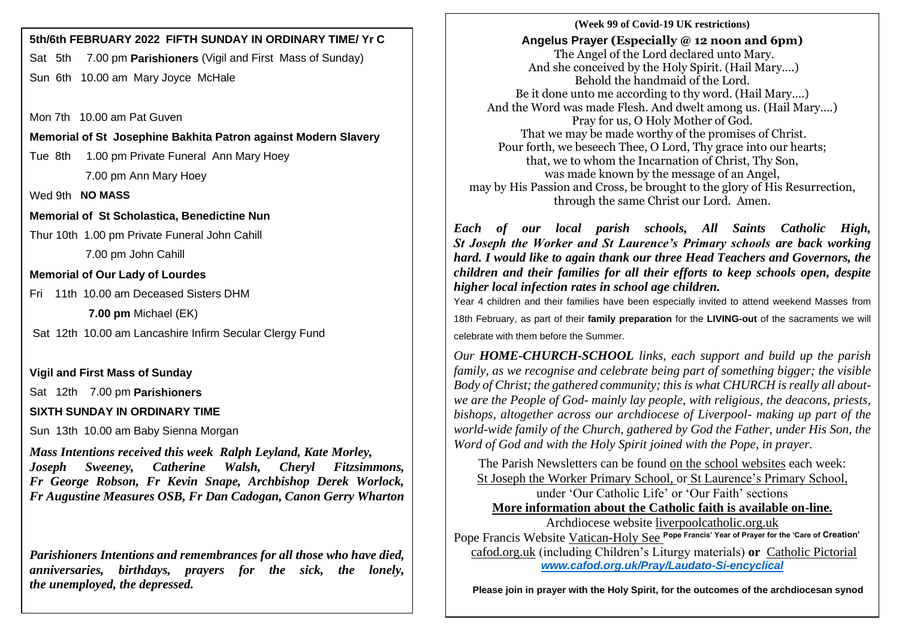**5th/6th FEBRUARY 2022 FIFTH SUNDAY IN ORDINARY TIME/ Yr C**

Sat 5th 7.00 pm **Parishioners** (Vigil and First Mass of Sunday)

Sun 6th 10.00 am Mary Joyce McHale

Mon 7th 10.00 am Pat Guven

**Memorial of St Josephine Bakhita Patron against Modern Slavery**

Tue 8th 1.00 pm Private Funeral Ann Mary Hoey

7.00 pm Ann Mary Hoey

Wed 9th **NO MASS**

**Memorial of St Scholastica, Benedictine Nun**

Thur 10th 1.00 pm Private Funeral John Cahill

7.00 pm John Cahill

**Memorial of Our Lady of Lourdes**

Fri 11th 10.00 am Deceased Sisters DHM

**7.00 pm** Michael (EK)

Sat 12th 10.00 am Lancashire Infirm Secular Clergy Fund

**Vigil and First Mass of Sunday**

Sat 12th 7.00 pm **Parishioners**

**SIXTH SUNDAY IN ORDINARY TIME**

Sun 13th 10.00 am Baby Sienna Morgan

***Mass Intentions received this week Ralph Leyland, Kate Morley, Joseph Sweeney, Catherine Walsh, Cheryl Fitzsimmons, Fr George Robson, Fr Kevin Snape, Archbishop Derek Worlock, Fr Augustine Measures OSB, Fr Dan Cadogan, Canon Gerry Wharton***

***Parishioners Intentions and remembrances for all those who have died, anniversaries, birthdays, prayers for the sick, the lonely, the unemployed, the depressed.***

**(Week 99 of Covid-19 UK restrictions)**

**Angelus Prayer (Especially @ 12 noon and 6pm)**

The Angel of the Lord declared unto Mary.
And she conceived by the Holy Spirit. (Hail Mary….)
Behold the handmaid of the Lord.
Be it done unto me according to thy word. (Hail Mary….)
And the Word was made Flesh. And dwelt among us. (Hail Mary….)
Pray for us, O Holy Mother of God.
That we may be made worthy of the promises of Christ.
Pour forth, we beseech Thee, O Lord, Thy grace into our hearts;
that, we to whom the Incarnation of Christ, Thy Son,
was made known by the message of an Angel,
may by His Passion and Cross, be brought to the glory of His Resurrection,
through the same Christ our Lord. Amen.

***Each of our local parish schools, All Saints Catholic High, St Joseph the Worker and St Laurence's Primary schools are back working hard. I would like to again thank our three Head Teachers and Governors, the children and their families for all their efforts to keep schools open, despite higher local infection rates in school age children.***

Year 4 children and their families have been especially invited to attend weekend Masses from 18th February, as part of their **family preparation** for the **LIVING-out** of the sacraments we will celebrate with them before the Summer.

*Our **HOME-CHURCH-SCHOOL** links, each support and build up the parish family, as we recognise and celebrate being part of something bigger; the visible Body of Christ; the gathered community; this is what CHURCH is really all about- we are the People of God- mainly lay people, with religious, the deacons, priests, bishops, altogether across our archdiocese of Liverpool- making up part of the world-wide family of the Church, gathered by God the Father, under His Son, the Word of God and with the Holy Spirit joined with the Pope, in prayer.*

The Parish Newsletters can be found on the school websites each week:
St Joseph the Worker Primary School, or St Laurence's Primary School,
under 'Our Catholic Life' or 'Our Faith' sections

**More information about the Catholic faith is available on-line.**

Archdiocese website liverpoolcatholic.org.uk
Pope Francis Website Vatican-Holy See **Pope Francis' Year of Prayer for the 'Care of Creation'**
cafod.org.uk (including Children's Liturgy materials) **or** Catholic Pictorial
***www.cafod.org.uk/Pray/Laudato-Si-encyclical***

**Please join in prayer with the Holy Spirit, for the outcomes of the archdiocesan synod**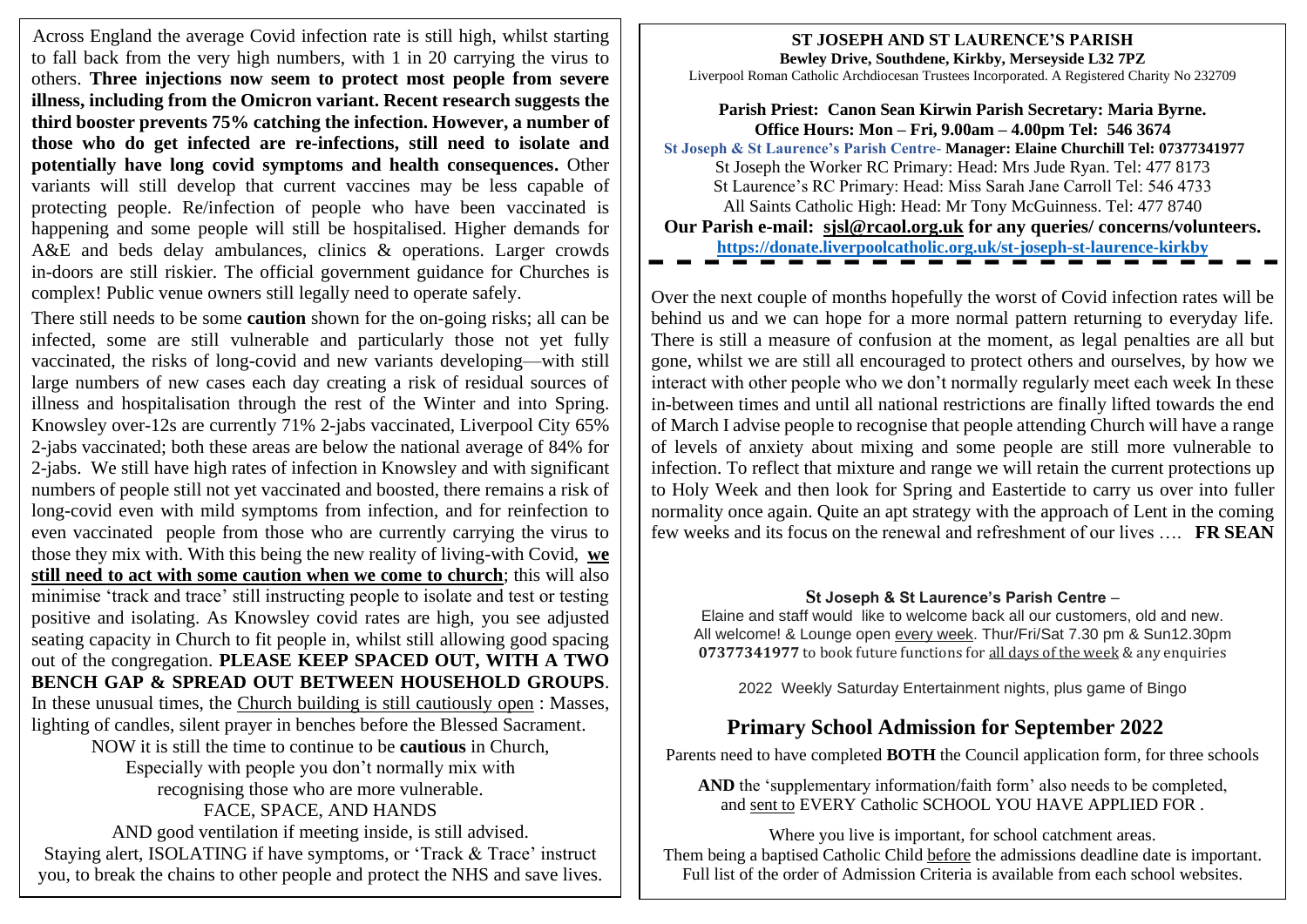Across England the average Covid infection rate is still high, whilst starting to fall back from the very high numbers, with 1 in 20 carrying the virus to others. **Three injections now seem to protect most people from severe illness, including from the Omicron variant. Recent research suggests the third booster prevents 75% catching the infection. However, a number of those who do get infected are re-infections, still need to isolate and potentially have long covid symptoms and health consequences.** Other variants will still develop that current vaccines may be less capable of protecting people. Re/infection of people who have been vaccinated is happening and some people will still be hospitalised. Higher demands for A&E and beds delay ambulances, clinics & operations. Larger crowds in-doors are still riskier. The official government guidance for Churches is complex! Public venue owners still legally need to operate safely.

There still needs to be some **caution** shown for the on-going risks; all can be infected, some are still vulnerable and particularly those not yet fully vaccinated, the risks of long-covid and new variants developing—with still large numbers of new cases each day creating a risk of residual sources of illness and hospitalisation through the rest of the Winter and into Spring. Knowsley over-12s are currently 71% 2-jabs vaccinated, Liverpool City 65% 2-jabs vaccinated; both these areas are below the national average of 84% for 2-jabs. We still have high rates of infection in Knowsley and with significant numbers of people still not yet vaccinated and boosted, there remains a risk of long-covid even with mild symptoms from infection, and for reinfection to even vaccinated people from those who are currently carrying the virus to those they mix with. With this being the new reality of living-with Covid, **we still need to act with some caution when we come to church**; this will also minimise 'track and trace' still instructing people to isolate and test or testing positive and isolating. As Knowsley covid rates are high, you see adjusted seating capacity in Church to fit people in, whilst still allowing good spacing out of the congregation. **PLEASE KEEP SPACED OUT, WITH A TWO BENCH GAP & SPREAD OUT BETWEEN HOUSEHOLD GROUPS**. In these unusual times, the Church building is still cautiously open : Masses, lighting of candles, silent prayer in benches before the Blessed Sacrament.

NOW it is still the time to continue to be **cautious** in Church,
Especially with people you don't normally mix with
recognising those who are more vulnerable.
FACE, SPACE, AND HANDS
AND good ventilation if meeting inside, is still advised.
Staying alert, ISOLATING if have symptoms, or 'Track & Trace' instruct you, to break the chains to other people and protect the NHS and save lives.

**ST JOSEPH AND ST LAURENCE'S PARISH**
**Bewley Drive, Southdene, Kirkby, Merseyside L32 7PZ**
Liverpool Roman Catholic Archdiocesan Trustees Incorporated. A Registered Charity No 232709

**Parish Priest: Canon Sean Kirwin Parish Secretary: Maria Byrne.**
**Office Hours: Mon – Fri, 9.00am – 4.00pm Tel: 546 3674**
St Joseph & St Laurence's Parish Centre- **Manager: Elaine Churchill Tel: 07377341977**
St Joseph the Worker RC Primary: Head: Mrs Jude Ryan. Tel: 477 8173
St Laurence's RC Primary: Head: Miss Sarah Jane Carroll Tel: 546 4733
All Saints Catholic High: Head: Mr Tony McGuinness. Tel: 477 8740
**Our Parish e-mail: sjsl@rcaol.org.uk for any queries/ concerns/volunteers.**
https://donate.liverpoolcatholic.org.uk/st-joseph-st-laurence-kirkby

Over the next couple of months hopefully the worst of Covid infection rates will be behind us and we can hope for a more normal pattern returning to everyday life. There is still a measure of confusion at the moment, as legal penalties are all but gone, whilst we are still all encouraged to protect others and ourselves, by how we interact with other people who we don't normally regularly meet each week In these in-between times and until all national restrictions are finally lifted towards the end of March I advise people to recognise that people attending Church will have a range of levels of anxiety about mixing and some people are still more vulnerable to infection. To reflect that mixture and range we will retain the current protections up to Holy Week and then look for Spring and Eastertide to carry us over into fuller normality once again. Quite an apt strategy with the approach of Lent in the coming few weeks and its focus on the renewal and refreshment of our lives …. **FR SEAN**

**St Joseph & St Laurence's Parish Centre** –
Elaine and staff would like to welcome back all our customers, old and new.
All welcome! & Lounge open every week. Thur/Fri/Sat 7.30 pm & Sun12.30pm
**07377341977** to book future functions for all days of the week & any enquiries

2022 Weekly Saturday Entertainment nights, plus game of Bingo

## Primary School Admission for September 2022

Parents need to have completed **BOTH** the Council application form, for three schools

**AND** the 'supplementary information/faith form' also needs to be completed, and sent to EVERY Catholic SCHOOL YOU HAVE APPLIED FOR .

Where you live is important, for school catchment areas.
Them being a baptised Catholic Child before the admissions deadline date is important.
Full list of the order of Admission Criteria is available from each school websites.